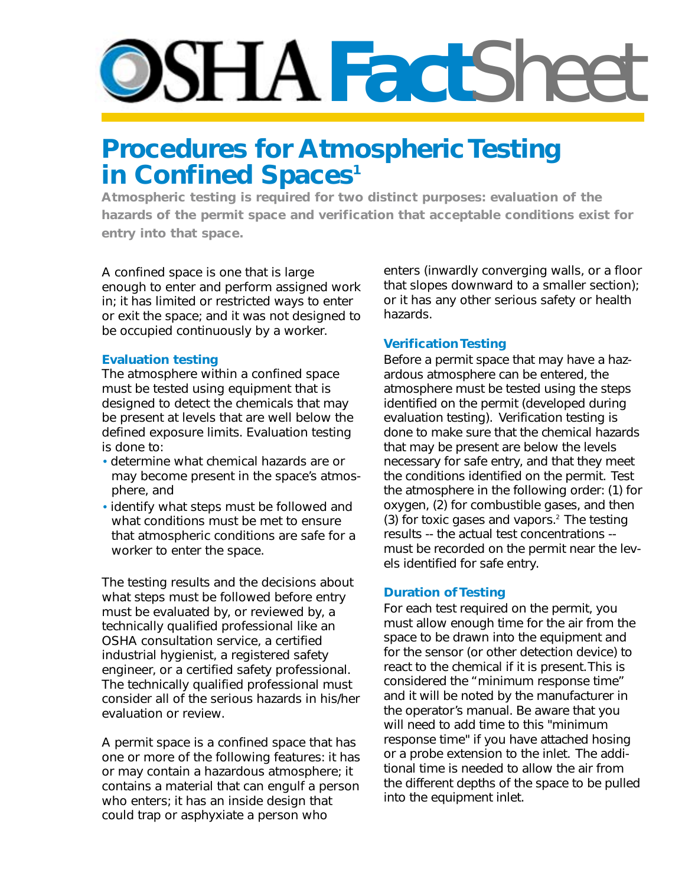# OSHA FactSheet

## Procedures for Atmospheric Testing in Confined Spaces[1]

**Atmospheric testing is required for two distinct purposes: evaluation of the hazards of the permit space and verification that acceptable conditions exist for entry into that space.**

A confined space is one that is large enough to enter and perform assigned work in; it has limited or restricted ways to enter or exit the space; and it was not designed to be occupied continuously by a worker.

### Evaluation testing

The atmosphere within a confined space must be tested using equipment that is designed to detect the chemicals that may be present at levels that are well below the defined exposure limits. Evaluation testing is done to:

- determine what chemical hazards are or may become present in the space's atmosphere, and
- identify what steps must be followed and what conditions must be met to ensure that atmospheric conditions are safe for a worker to enter the space.

The testing results and the decisions about what steps must be followed before entry must be evaluated by, or reviewed by, a technically qualified professional like an OSHA consultation service, a certified industrial hygienist, a registered safety engineer, or a certified safety professional. The technically qualified professional must consider all of the serious hazards in his/her evaluation or review.

A permit space is a confined space that has one or more of the following features: it has or may contain a hazardous atmosphere; it contains a material that can engulf a person who enters; it has an inside design that could trap or asphyxiate a person who enters (inwardly converging walls, or a floor that slopes downward to a smaller section); or it has any other serious safety or health hazards.

### Verification Testing

Before a permit space that may have a hazardous atmosphere can be entered, the atmosphere must be tested using the steps identified on the permit (developed during evaluation testing). Verification testing is done to make sure that the chemical hazards that may be present are below the levels necessary for safe entry, and that they meet the conditions identified on the permit. Test the atmosphere in the following order: (1) for oxygen, (2) for combustible gases, and then (3) for toxic gases and vapors.[2] The testing results -- the actual test concentrations -- must be recorded on the permit near the levels identified for safe entry.

### Duration of Testing

For each test required on the permit, you must allow enough time for the air from the space to be drawn into the equipment and for the sensor (or other detection device) to react to the chemical if it is present. This is considered the "minimum response time" and it will be noted by the manufacturer in the operator's manual. Be aware that you will need to add time to this "minimum response time" if you have attached hosing or a probe extension to the inlet. The additional time is needed to allow the air from the different depths of the space to be pulled into the equipment inlet.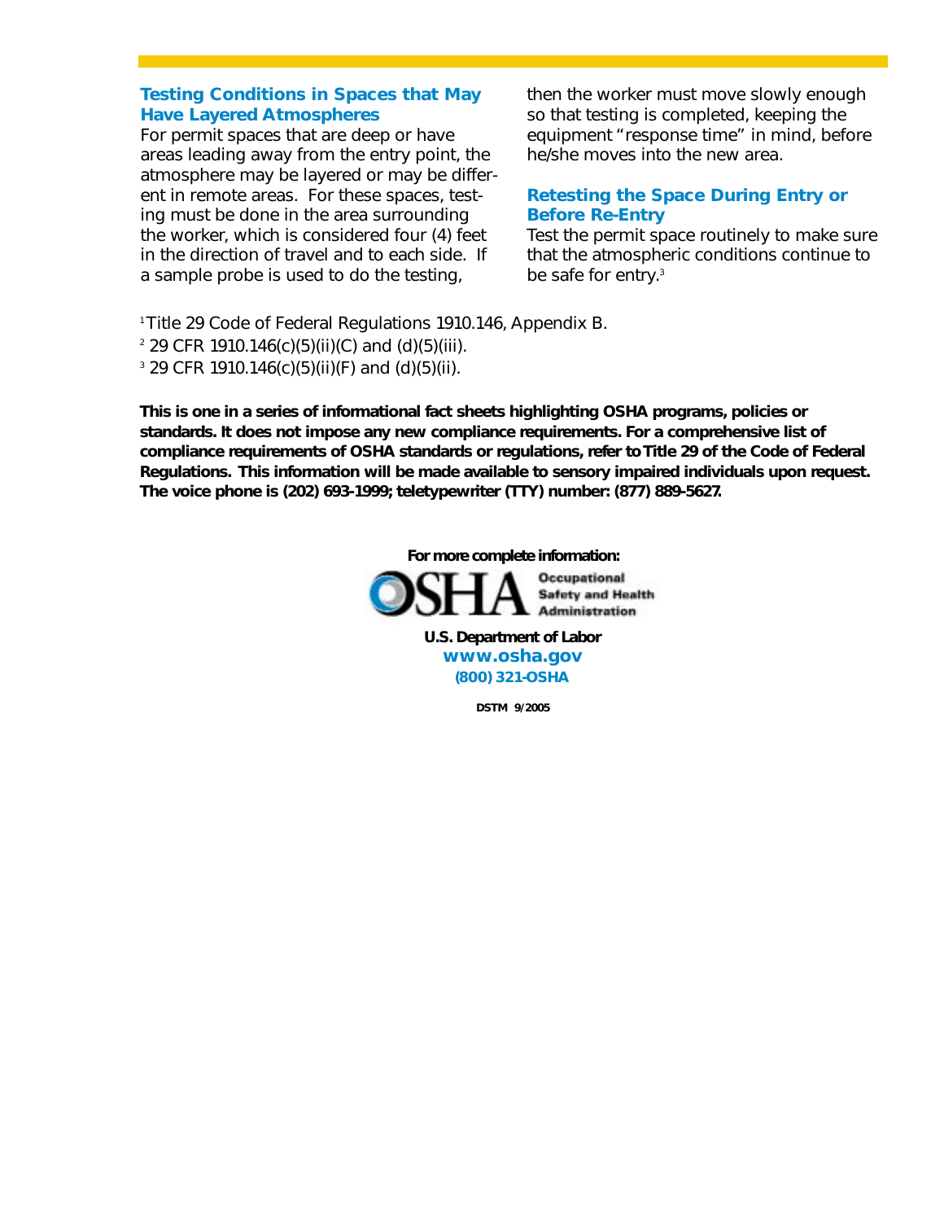## Testing Conditions in Spaces that May Have Layered Atmospheres

For permit spaces that are deep or have areas leading away from the entry point, the atmosphere may be layered or may be different in remote areas. For these spaces, testing must be done in the area surrounding the worker, which is considered four (4) feet in the direction of travel and to each side. If a sample probe is used to do the testing, then the worker must move slowly enough so that testing is completed, keeping the equipment "response time" in mind, before he/she moves into the new area.

## Retesting the Space During Entry or Before Re-Entry

Test the permit space routinely to make sure that the atmospheric conditions continue to be safe for entry.[3]

[1] Title 29 Code of Federal Regulations 1910.146, Appendix B.

[2] 29 CFR 1910.146(c)(5)(ii)(C) and (d)(5)(iii).

[3] 29 CFR 1910.146(c)(5)(ii)(F) and (d)(5)(ii).

**This is one in a series of informational fact sheets highlighting OSHA programs, policies or standards. It does not impose any new compliance requirements. For a comprehensive list of compliance requirements of OSHA standards or regulations, refer to Title 29 of the Code of Federal Regulations. This information will be made available to sensory impaired individuals upon request. The voice phone is (202) 693-1999; teletypewriter (TTY) number: (877) 889-5627.**

**For more complete information:**

OSHA Occupational Safety and Health Administration

**U.S. Department of Labor**

**www.osha.gov**

**(800) 321-OSHA**

**DSTM 9/2005**